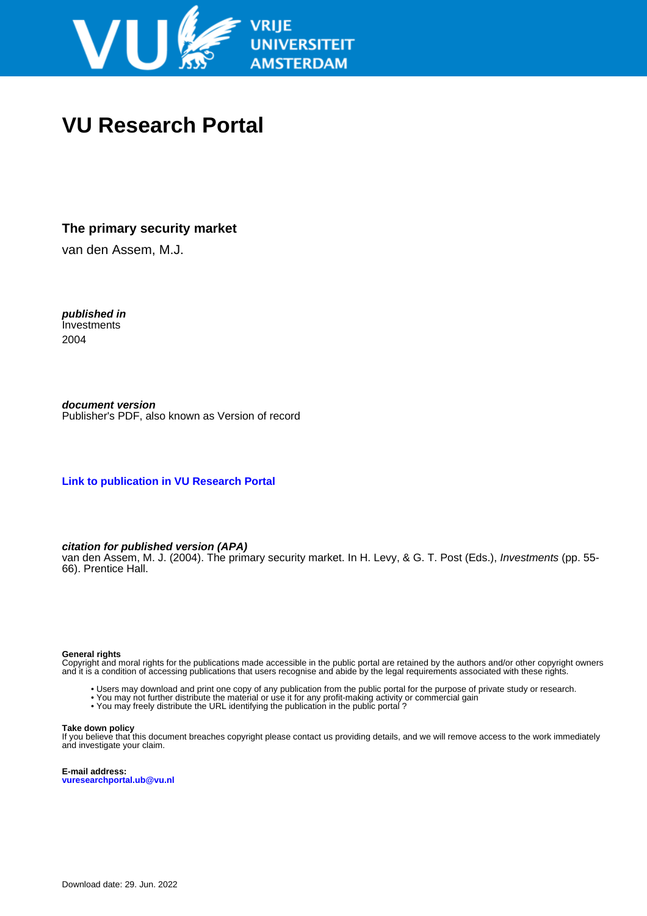# VU Research Portal

**The primary security market**

van den Assem, M.J.

***published in***
Investments
2004

***document version***
Publisher's PDF, also known as Version of record

**Link to publication in VU Research Portal**

***citation for published version (APA)***
van den Assem, M. J. (2004). The primary security market. In H. Levy, & G. T. Post (Eds.), *Investments* (pp. 55-66). Prentice Hall.

**General rights**
Copyright and moral rights for the publications made accessible in the public portal are retained by the authors and/or other copyright owners and it is a condition of accessing publications that users recognise and abide by the legal requirements associated with these rights.

- Users may download and print one copy of any publication from the public portal for the purpose of private study or research.
- You may not further distribute the material or use it for any profit-making activity or commercial gain
- You may freely distribute the URL identifying the publication in the public portal ?

**Take down policy**
If you believe that this document breaches copyright please contact us providing details, and we will remove access to the work immediately and investigate your claim.

**E-mail address:**
vuresearchportal.ub@vu.nl

Download date: 29. Jun. 2022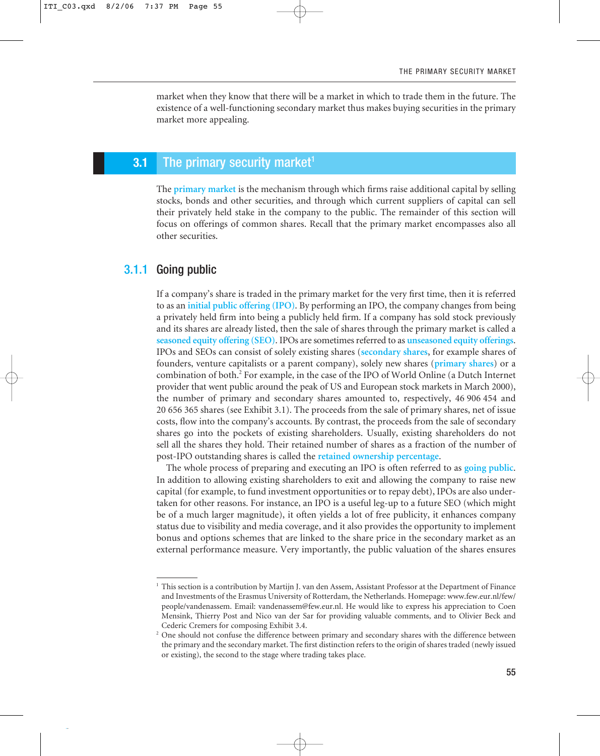market when they know that there will be a market in which to trade them in the future. The existence of a well-functioning secondary market thus makes buying securities in the primary market more appealing.

## 3.1 The primary security market[1]

The **primary market** is the mechanism through which firms raise additional capital by selling stocks, bonds and other securities, and through which current suppliers of capital can sell their privately held stake in the company to the public. The remainder of this section will focus on offerings of common shares. Recall that the primary market encompasses also all other securities.

### 3.1.1 Going public

If a company's share is traded in the primary market for the very first time, then it is referred to as an **initial public offering (IPO)**. By performing an IPO, the company changes from being a privately held firm into being a publicly held firm. If a company has sold stock previously and its shares are already listed, then the sale of shares through the primary market is called a **seasoned equity offering (SEO)**. IPOs are sometimes referred to as **unseasoned equity offerings**. IPOs and SEOs can consist of solely existing shares (**secondary shares**, for example shares of founders, venture capitalists or a parent company), solely new shares (**primary shares**) or a combination of both.[2] For example, in the case of the IPO of World Online (a Dutch Internet provider that went public around the peak of US and European stock markets in March 2000), the number of primary and secondary shares amounted to, respectively, 46 906 454 and 20 656 365 shares (see Exhibit 3.1). The proceeds from the sale of primary shares, net of issue costs, flow into the company's accounts. By contrast, the proceeds from the sale of secondary shares go into the pockets of existing shareholders. Usually, existing shareholders do not sell all the shares they hold. Their retained number of shares as a fraction of the number of post-IPO outstanding shares is called the **retained ownership percentage**.

The whole process of preparing and executing an IPO is often referred to as **going public**. In addition to allowing existing shareholders to exit and allowing the company to raise new capital (for example, to fund investment opportunities or to repay debt), IPOs are also undertaken for other reasons. For instance, an IPO is a useful leg-up to a future SEO (which might be of a much larger magnitude), it often yields a lot of free publicity, it enhances company status due to visibility and media coverage, and it also provides the opportunity to implement bonus and options schemes that are linked to the share price in the secondary market as an external performance measure. Very importantly, the public valuation of the shares ensures

---

[1] This section is a contribution by Martijn J. van den Assem, Assistant Professor at the Department of Finance and Investments of the Erasmus University of Rotterdam, the Netherlands. Homepage: www.few.eur.nl/few/people/vandenassem. Email: vandenassem@few.eur.nl. He would like to express his appreciation to Coen Mensink, Thierry Post and Nico van der Sar for providing valuable comments, and to Olivier Beck and Cederic Cremers for composing Exhibit 3.4.

[2] One should not confuse the difference between primary and secondary shares with the difference between the primary and the secondary market. The first distinction refers to the origin of shares traded (newly issued or existing), the second to the stage where trading takes place.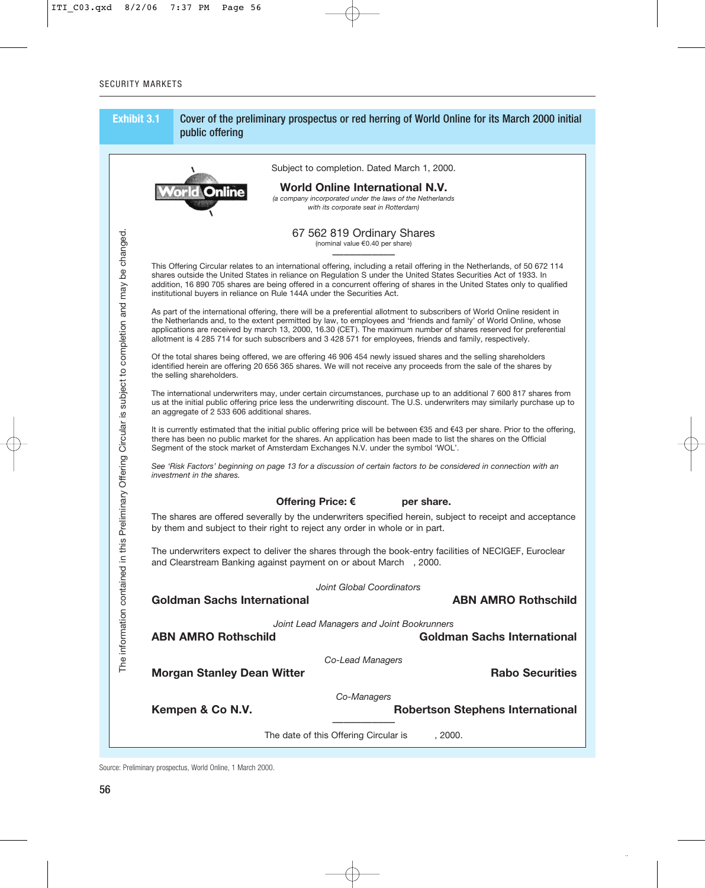**Exhibit 3.1** Cover of the preliminary prospectus or red herring of World Online for its March 2000 initial public offering

*The information contained in this Preliminary Offering Circular is subject to completion and may be changed.*

Subject to completion. Dated March 1, 2000.

**World Online International N.V.**

*(a company incorporated under the laws of the Netherlands with its corporate seat in Rotterdam)*

67 562 819 Ordinary Shares

(nominal value €0.40 per share)

---

This Offering Circular relates to an international offering, including a retail offering in the Netherlands, of 50 672 114 shares outside the United States in reliance on Regulation S under the United States Securities Act of 1933. In addition, 16 890 705 shares are being offered in a concurrent offering of shares in the United States only to qualified institutional buyers in reliance on Rule 144A under the Securities Act.

As part of the international offering, there will be a preferential allotment to subscribers of World Online resident in the Netherlands and, to the extent permitted by law, to employees and 'friends and family' of World Online, whose applications are received by march 13, 2000, 16.30 (CET). The maximum number of shares reserved for preferential allotment is 4 285 714 for such subscribers and 3 428 571 for employees, friends and family, respectively.

Of the total shares being offered, we are offering 46 906 454 newly issued shares and the selling shareholders identified herein are offering 20 656 365 shares. We will not receive any proceeds from the sale of the shares by the selling shareholders.

The international underwriters may, under certain circumstances, purchase up to an additional 7 600 817 shares from us at the initial public offering price less the underwriting discount. The U.S. underwriters may similarly purchase up to an aggregate of 2 533 606 additional shares.

It is currently estimated that the initial public offering price will be between €35 and €43 per share. Prior to the offering, there has been no public market for the shares. An application has been made to list the shares on the Official Segment of the stock market of Amsterdam Exchanges N.V. under the symbol 'WOL'.

*See 'Risk Factors' beginning on page 13 for a discussion of certain factors to be considered in connection with an investment in the shares.*

**Offering Price: € per share.**

The shares are offered severally by the underwriters specified herein, subject to receipt and acceptance by them and subject to their right to reject any order in whole or in part.

The underwriters expect to deliver the shares through the book-entry facilities of NECIGEF, Euroclear and Clearstream Banking against payment on or about March , 2000.

*Joint Global Coordinators*

**Goldman Sachs International** **ABN AMRO Rothschild**

*Joint Lead Managers and Joint Bookrunners*

**ABN AMRO Rothschild** **Goldman Sachs International**

*Co-Lead Managers*

**Morgan Stanley Dean Witter** **Rabo Securities**

*Co-Managers*

**Kempen & Co N.V.** **Robertson Stephens International**

---

The date of this Offering Circular is , 2000.

Source: Preliminary prospectus, World Online, 1 March 2000.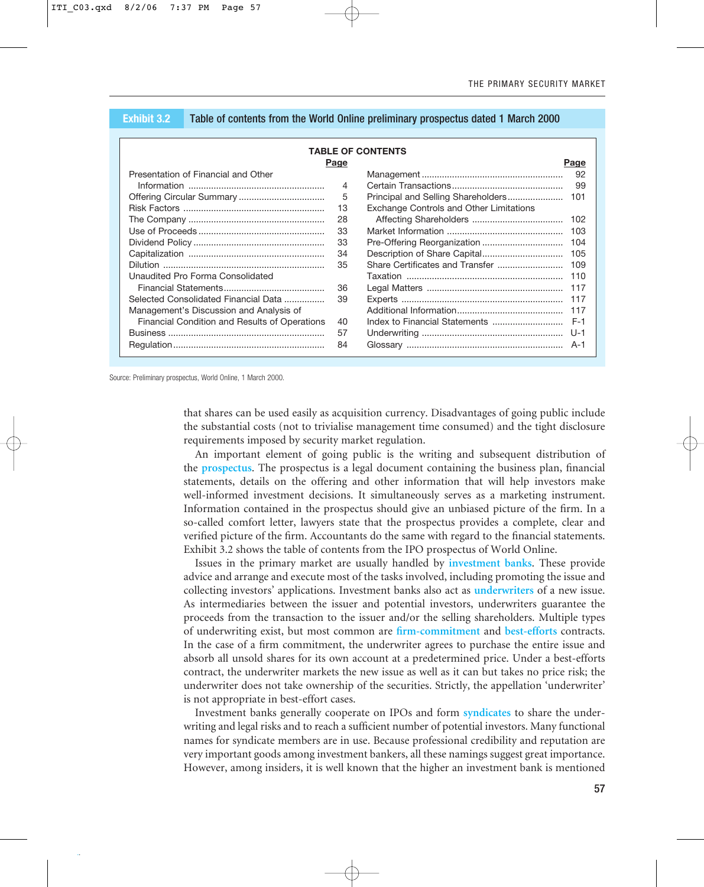**Exhibit 3.2** Table of contents from the World Online preliminary prospectus dated 1 March 2000

**TABLE OF CONTENTS**

| | Page | | Page |
|---|---|---|---|
| Presentation of Financial and Other Information | 4 | Management | 92 |
| Offering Circular Summary | 5 | Certain Transactions | 99 |
| Risk Factors | 13 | Principal and Selling Shareholders | 101 |
| The Company | 28 | Exchange Controls and Other Limitations Affecting Shareholders | 102 |
| Use of Proceeds | 33 | Market Information | 103 |
| Dividend Policy | 33 | Pre-Offering Reorganization | 104 |
| Capitalization | 34 | Description of Share Capital | 105 |
| Dilution | 35 | Share Certificates and Transfer | 109 |
| Unaudited Pro Forma Consolidated Financial Statements | 36 | Taxation | 110 |
| Selected Consolidated Financial Data | 39 | Legal Matters | 117 |
| Management's Discussion and Analysis of Financial Condition and Results of Operations | 40 | Experts | 117 |
| Business | 57 | Additional Information | 117 |
| Regulation | 84 | Index to Financial Statements | F-1 |
| | | Underwriting | U-1 |
| | | Glossary | A-1 |

Source: Preliminary prospectus, World Online, 1 March 2000.

that shares can be used easily as acquisition currency. Disadvantages of going public include the substantial costs (not to trivialise management time consumed) and the tight disclosure requirements imposed by security market regulation.

An important element of going public is the writing and subsequent distribution of the **prospectus**. The prospectus is a legal document containing the business plan, financial statements, details on the offering and other information that will help investors make well-informed investment decisions. It simultaneously serves as a marketing instrument. Information contained in the prospectus should give an unbiased picture of the firm. In a so-called comfort letter, lawyers state that the prospectus provides a complete, clear and verified picture of the firm. Accountants do the same with regard to the financial statements. Exhibit 3.2 shows the table of contents from the IPO prospectus of World Online.

Issues in the primary market are usually handled by **investment banks**. These provide advice and arrange and execute most of the tasks involved, including promoting the issue and collecting investors' applications. Investment banks also act as **underwriters** of a new issue. As intermediaries between the issuer and potential investors, underwriters guarantee the proceeds from the transaction to the issuer and/or the selling shareholders. Multiple types of underwriting exist, but most common are **firm-commitment** and **best-efforts** contracts. In the case of a firm commitment, the underwriter agrees to purchase the entire issue and absorb all unsold shares for its own account at a predetermined price. Under a best-efforts contract, the underwriter markets the new issue as well as it can but takes no price risk; the underwriter does not take ownership of the securities. Strictly, the appellation 'underwriter' is not appropriate in best-effort cases.

Investment banks generally cooperate on IPOs and form **syndicates** to share the underwriting and legal risks and to reach a sufficient number of potential investors. Many functional names for syndicate members are in use. Because professional credibility and reputation are very important goods among investment bankers, all these namings suggest great importance. However, among insiders, it is well known that the higher an investment bank is mentioned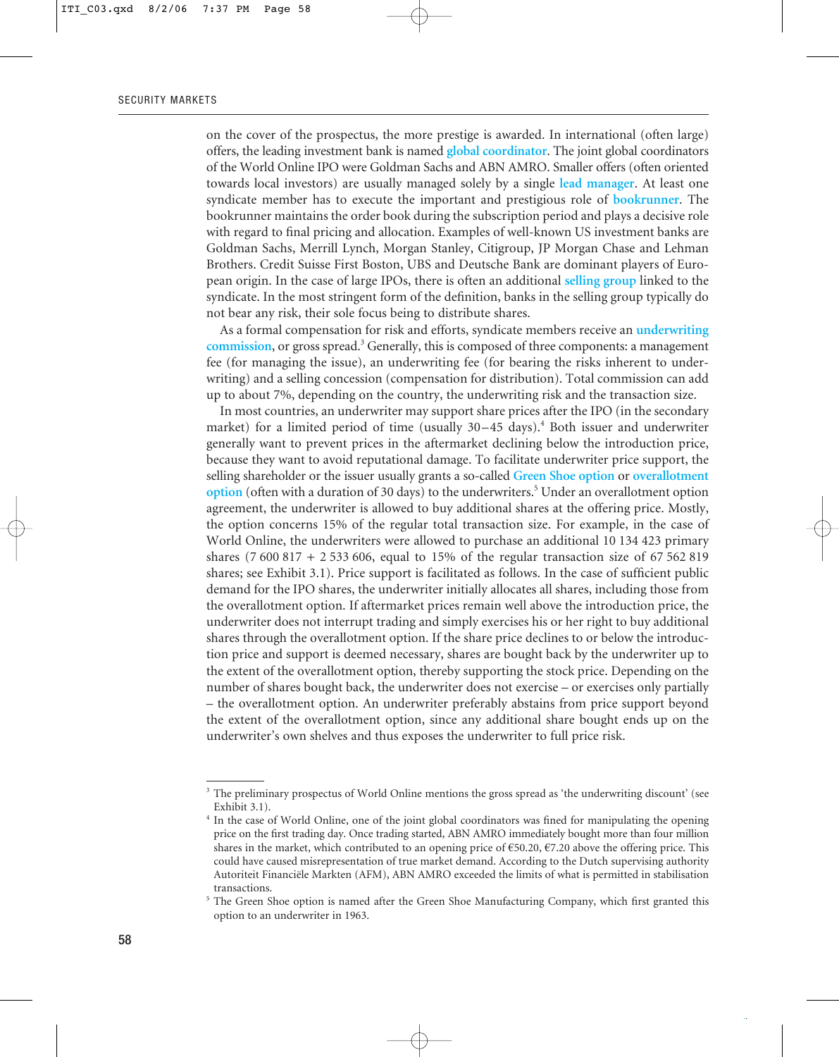on the cover of the prospectus, the more prestige is awarded. In international (often large) offers, the leading investment bank is named **global coordinator**. The joint global coordinators of the World Online IPO were Goldman Sachs and ABN AMRO. Smaller offers (often oriented towards local investors) are usually managed solely by a single **lead manager**. At least one syndicate member has to execute the important and prestigious role of **bookrunner**. The bookrunner maintains the order book during the subscription period and plays a decisive role with regard to final pricing and allocation. Examples of well-known US investment banks are Goldman Sachs, Merrill Lynch, Morgan Stanley, Citigroup, JP Morgan Chase and Lehman Brothers. Credit Suisse First Boston, UBS and Deutsche Bank are dominant players of European origin. In the case of large IPOs, there is often an additional **selling group** linked to the syndicate. In the most stringent form of the definition, banks in the selling group typically do not bear any risk, their sole focus being to distribute shares.

As a formal compensation for risk and efforts, syndicate members receive an **underwriting commission**, or gross spread.[3] Generally, this is composed of three components: a management fee (for managing the issue), an underwriting fee (for bearing the risks inherent to underwriting) and a selling concession (compensation for distribution). Total commission can add up to about 7%, depending on the country, the underwriting risk and the transaction size.

In most countries, an underwriter may support share prices after the IPO (in the secondary market) for a limited period of time (usually 30–45 days).[4] Both issuer and underwriter generally want to prevent prices in the aftermarket declining below the introduction price, because they want to avoid reputational damage. To facilitate underwriter price support, the selling shareholder or the issuer usually grants a so-called **Green Shoe option** or **overallotment option** (often with a duration of 30 days) to the underwriters.[5] Under an overallotment option agreement, the underwriter is allowed to buy additional shares at the offering price. Mostly, the option concerns 15% of the regular total transaction size. For example, in the case of World Online, the underwriters were allowed to purchase an additional 10 134 423 primary shares (7 600 817 + 2 533 606, equal to 15% of the regular transaction size of 67 562 819 shares; see Exhibit 3.1). Price support is facilitated as follows. In the case of sufficient public demand for the IPO shares, the underwriter initially allocates all shares, including those from the overallotment option. If aftermarket prices remain well above the introduction price, the underwriter does not interrupt trading and simply exercises his or her right to buy additional shares through the overallotment option. If the share price declines to or below the introduction price and support is deemed necessary, shares are bought back by the underwriter up to the extent of the overallotment option, thereby supporting the stock price. Depending on the number of shares bought back, the underwriter does not exercise – or exercises only partially – the overallotment option. An underwriter preferably abstains from price support beyond the extent of the overallotment option, since any additional share bought ends up on the underwriter's own shelves and thus exposes the underwriter to full price risk.

---

[3] The preliminary prospectus of World Online mentions the gross spread as 'the underwriting discount' (see Exhibit 3.1).

[4] In the case of World Online, one of the joint global coordinators was fined for manipulating the opening price on the first trading day. Once trading started, ABN AMRO immediately bought more than four million shares in the market, which contributed to an opening price of €50.20, €7.20 above the offering price. This could have caused misrepresentation of true market demand. According to the Dutch supervising authority Autoriteit Financiële Markten (AFM), ABN AMRO exceeded the limits of what is permitted in stabilisation transactions.

[5] The Green Shoe option is named after the Green Shoe Manufacturing Company, which first granted this option to an underwriter in 1963.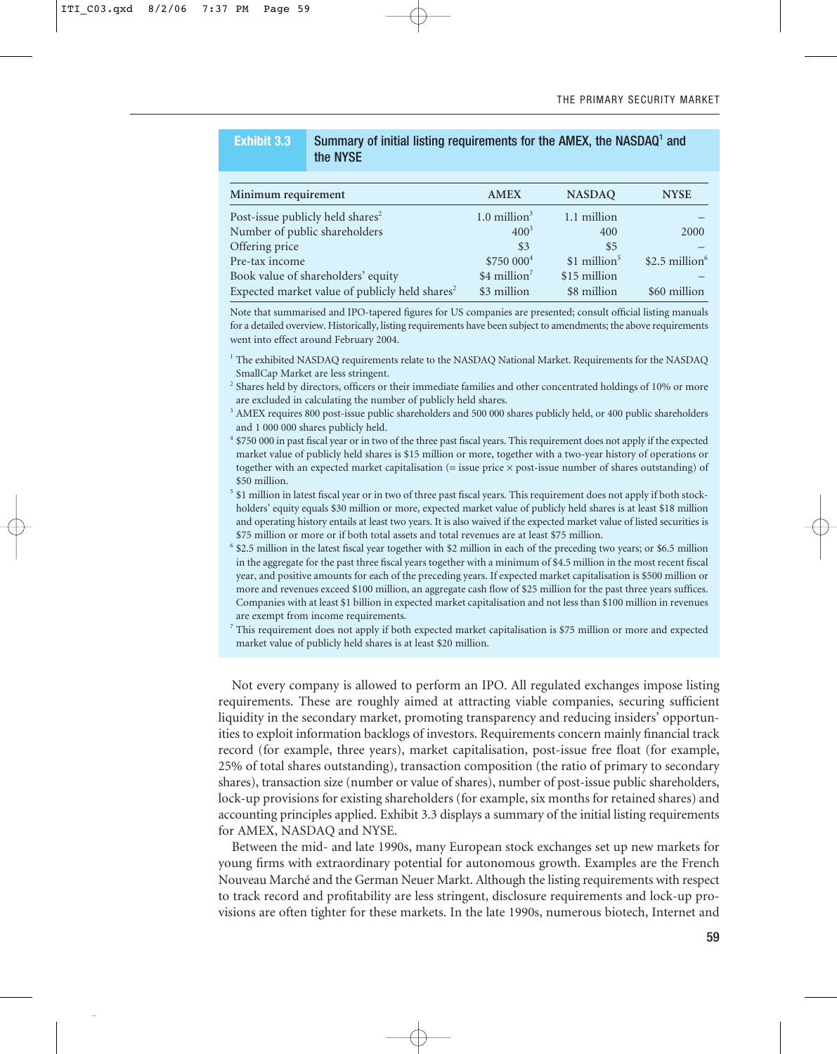**Exhibit 3.3** **Summary of initial listing requirements for the AMEX, the NASDAQ[1] and the NYSE**

| Minimum requirement | AMEX | NASDAQ | NYSE |
|---|---|---|---|
| Post-issue publicly held shares[2] | 1.0 million[3] | 1.1 million | – |
| Number of public shareholders | 400[3] | 400 | 2000 |
| Offering price | $3 | $5 | – |
| Pre-tax income | $750 000[4] | $1 million[5] | $2.5 million[6] |
| Book value of shareholders' equity | $4 million[7] | $15 million | – |
| Expected market value of publicly held shares[2] | $3 million | $8 million | $60 million |

Note that summarised and IPO-tapered figures for US companies are presented; consult official listing manuals for a detailed overview. Historically, listing requirements have been subject to amendments; the above requirements went into effect around February 2004.

[1] The exhibited NASDAQ requirements relate to the NASDAQ National Market. Requirements for the NASDAQ SmallCap Market are less stringent.

[2] Shares held by directors, officers or their immediate families and other concentrated holdings of 10% or more are excluded in calculating the number of publicly held shares.

[3] AMEX requires 800 post-issue public shareholders and 500 000 shares publicly held, or 400 public shareholders and 1 000 000 shares publicly held.

[4] $750 000 in past fiscal year or in two of the three past fiscal years. This requirement does not apply if the expected market value of publicly held shares is $15 million or more, together with a two-year history of operations or together with an expected market capitalisation (= issue price × post-issue number of shares outstanding) of $50 million.

[5] $1 million in latest fiscal year or in two of three past fiscal years. This requirement does not apply if both stockholders' equity equals $30 million or more, expected market value of publicly held shares is at least $18 million and operating history entails at least two years. It is also waived if the expected market value of listed securities is $75 million or more or if both total assets and total revenues are at least $75 million.

[6] $2.5 million in the latest fiscal year together with $2 million in each of the preceding two years; or $6.5 million in the aggregate for the past three fiscal years together with a minimum of $4.5 million in the most recent fiscal year, and positive amounts for each of the preceding years. If expected market capitalisation is $500 million or more and revenues exceed $100 million, an aggregate cash flow of $25 million for the past three years suffices. Companies with at least $1 billion in expected market capitalisation and not less than $100 million in revenues are exempt from income requirements.

[7] This requirement does not apply if both expected market capitalisation is $75 million or more and expected market value of publicly held shares is at least $20 million.

Not every company is allowed to perform an IPO. All regulated exchanges impose listing requirements. These are roughly aimed at attracting viable companies, securing sufficient liquidity in the secondary market, promoting transparency and reducing insiders' opportunities to exploit information backlogs of investors. Requirements concern mainly financial track record (for example, three years), market capitalisation, post-issue free float (for example, 25% of total shares outstanding), transaction composition (the ratio of primary to secondary shares), transaction size (number or value of shares), number of post-issue public shareholders, lock-up provisions for existing shareholders (for example, six months for retained shares) and accounting principles applied. Exhibit 3.3 displays a summary of the initial listing requirements for AMEX, NASDAQ and NYSE.

Between the mid- and late 1990s, many European stock exchanges set up new markets for young firms with extraordinary potential for autonomous growth. Examples are the French Nouveau Marché and the German Neuer Markt. Although the listing requirements with respect to track record and profitability are less stringent, disclosure requirements and lock-up provisions are often tighter for these markets. In the late 1990s, numerous biotech, Internet and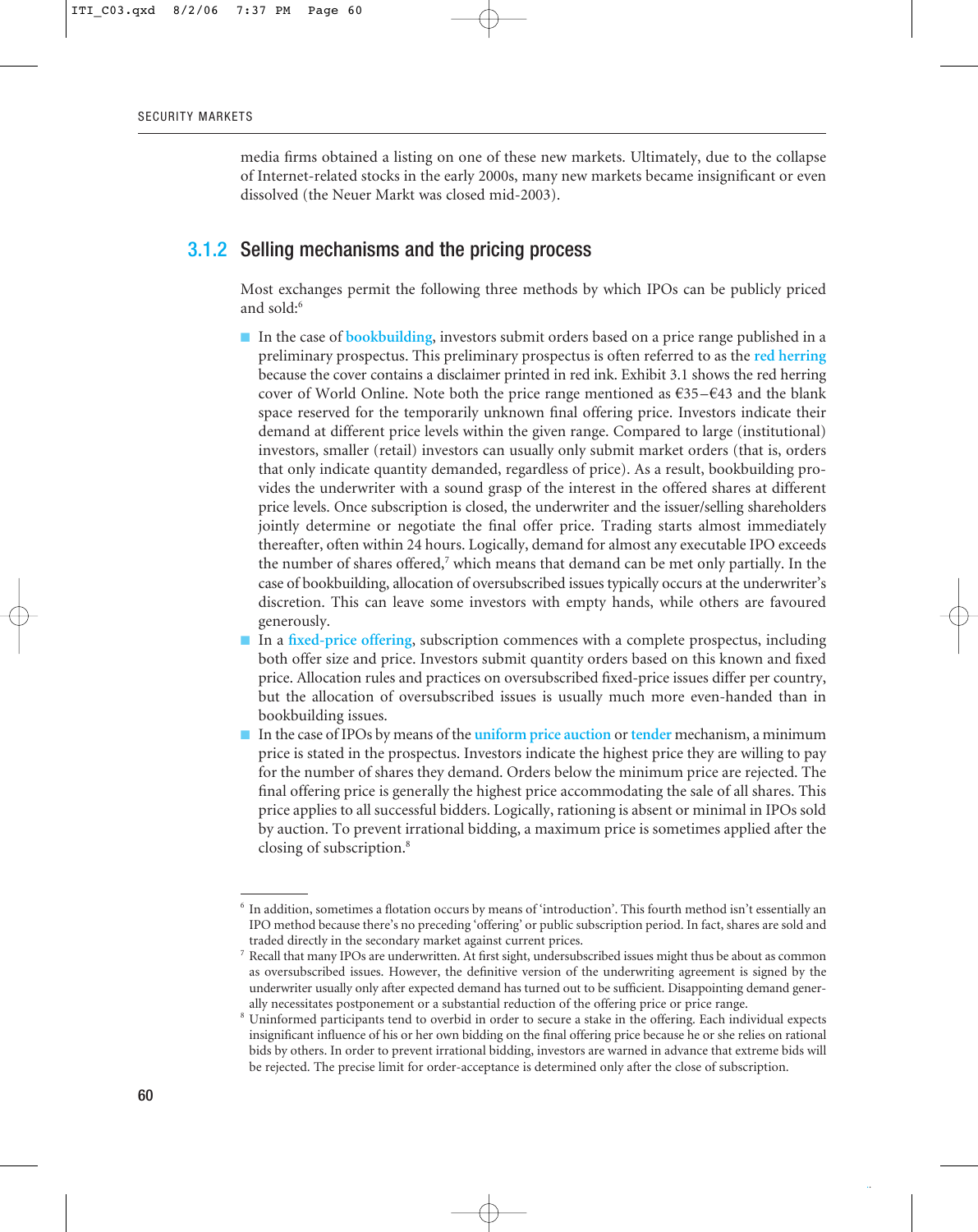media firms obtained a listing on one of these new markets. Ultimately, due to the collapse of Internet-related stocks in the early 2000s, many new markets became insignificant or even dissolved (the Neuer Markt was closed mid-2003).

### 3.1.2 Selling mechanisms and the pricing process

Most exchanges permit the following three methods by which IPOs can be publicly priced and sold:[6]

- In the case of **bookbuilding**, investors submit orders based on a price range published in a preliminary prospectus. This preliminary prospectus is often referred to as the **red herring** because the cover contains a disclaimer printed in red ink. Exhibit 3.1 shows the red herring cover of World Online. Note both the price range mentioned as €35–€43 and the blank space reserved for the temporarily unknown final offering price. Investors indicate their demand at different price levels within the given range. Compared to large (institutional) investors, smaller (retail) investors can usually only submit market orders (that is, orders that only indicate quantity demanded, regardless of price). As a result, bookbuilding provides the underwriter with a sound grasp of the interest in the offered shares at different price levels. Once subscription is closed, the underwriter and the issuer/selling shareholders jointly determine or negotiate the final offer price. Trading starts almost immediately thereafter, often within 24 hours. Logically, demand for almost any executable IPO exceeds the number of shares offered,[7] which means that demand can be met only partially. In the case of bookbuilding, allocation of oversubscribed issues typically occurs at the underwriter's discretion. This can leave some investors with empty hands, while others are favoured generously.
- In a **fixed-price offering**, subscription commences with a complete prospectus, including both offer size and price. Investors submit quantity orders based on this known and fixed price. Allocation rules and practices on oversubscribed fixed-price issues differ per country, but the allocation of oversubscribed issues is usually much more even-handed than in bookbuilding issues.
- In the case of IPOs by means of the **uniform price auction** or **tender** mechanism, a minimum price is stated in the prospectus. Investors indicate the highest price they are willing to pay for the number of shares they demand. Orders below the minimum price are rejected. The final offering price is generally the highest price accommodating the sale of all shares. This price applies to all successful bidders. Logically, rationing is absent or minimal in IPOs sold by auction. To prevent irrational bidding, a maximum price is sometimes applied after the closing of subscription.[8]

---

[6] In addition, sometimes a flotation occurs by means of 'introduction'. This fourth method isn't essentially an IPO method because there's no preceding 'offering' or public subscription period. In fact, shares are sold and traded directly in the secondary market against current prices.

[7] Recall that many IPOs are underwritten. At first sight, undersubscribed issues might thus be about as common as oversubscribed issues. However, the definitive version of the underwriting agreement is signed by the underwriter usually only after expected demand has turned out to be sufficient. Disappointing demand generally necessitates postponement or a substantial reduction of the offering price or price range.

[8] Uninformed participants tend to overbid in order to secure a stake in the offering. Each individual expects insignificant influence of his or her own bidding on the final offering price because he or she relies on rational bids by others. In order to prevent irrational bidding, investors are warned in advance that extreme bids will be rejected. The precise limit for order-acceptance is determined only after the close of subscription.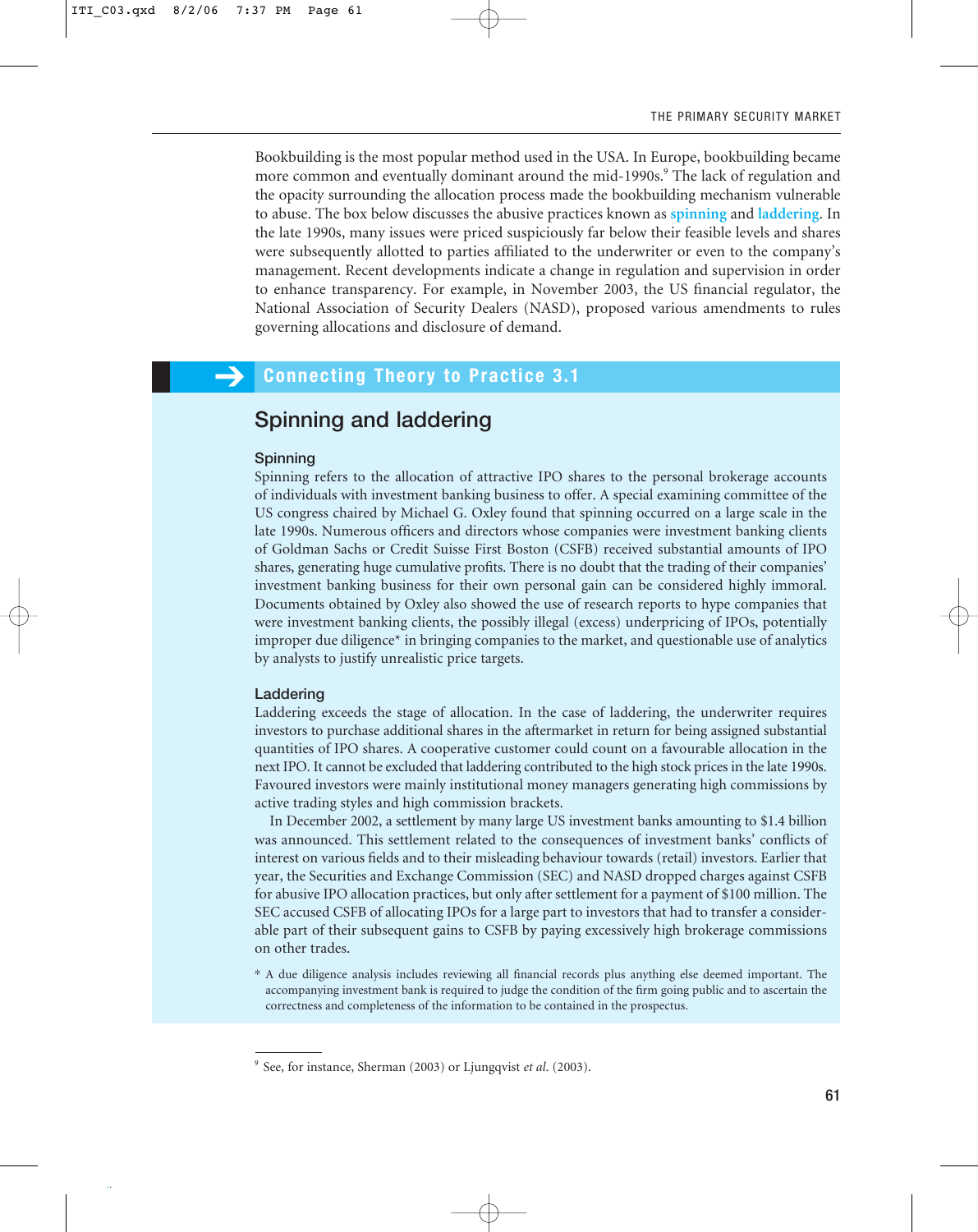Bookbuilding is the most popular method used in the USA. In Europe, bookbuilding became more common and eventually dominant around the mid-1990s.[9] The lack of regulation and the opacity surrounding the allocation process made the bookbuilding mechanism vulnerable to abuse. The box below discusses the abusive practices known as **spinning** and **laddering**. In the late 1990s, many issues were priced suspiciously far below their feasible levels and shares were subsequently allotted to parties affiliated to the underwriter or even to the company's management. Recent developments indicate a change in regulation and supervision in order to enhance transparency. For example, in November 2003, the US financial regulator, the National Association of Security Dealers (NASD), proposed various amendments to rules governing allocations and disclosure of demand.

## Connecting Theory to Practice 3.1

### Spinning and laddering

#### Spinning

Spinning refers to the allocation of attractive IPO shares to the personal brokerage accounts of individuals with investment banking business to offer. A special examining committee of the US congress chaired by Michael G. Oxley found that spinning occurred on a large scale in the late 1990s. Numerous officers and directors whose companies were investment banking clients of Goldman Sachs or Credit Suisse First Boston (CSFB) received substantial amounts of IPO shares, generating huge cumulative profits. There is no doubt that the trading of their companies' investment banking business for their own personal gain can be considered highly immoral. Documents obtained by Oxley also showed the use of research reports to hype companies that were investment banking clients, the possibly illegal (excess) underpricing of IPOs, potentially improper due diligence* in bringing companies to the market, and questionable use of analytics by analysts to justify unrealistic price targets.

#### Laddering

Laddering exceeds the stage of allocation. In the case of laddering, the underwriter requires investors to purchase additional shares in the aftermarket in return for being assigned substantial quantities of IPO shares. A cooperative customer could count on a favourable allocation in the next IPO. It cannot be excluded that laddering contributed to the high stock prices in the late 1990s. Favoured investors were mainly institutional money managers generating high commissions by active trading styles and high commission brackets.

In December 2002, a settlement by many large US investment banks amounting to $1.4 billion was announced. This settlement related to the consequences of investment banks' conflicts of interest on various fields and to their misleading behaviour towards (retail) investors. Earlier that year, the Securities and Exchange Commission (SEC) and NASD dropped charges against CSFB for abusive IPO allocation practices, but only after settlement for a payment of $100 million. The SEC accused CSFB of allocating IPOs for a large part to investors that had to transfer a considerable part of their subsequent gains to CSFB by paying excessively high brokerage commissions on other trades.

* A due diligence analysis includes reviewing all financial records plus anything else deemed important. The accompanying investment bank is required to judge the condition of the firm going public and to ascertain the correctness and completeness of the information to be contained in the prospectus.

---

[9] See, for instance, Sherman (2003) or Ljungqvist *et al.* (2003).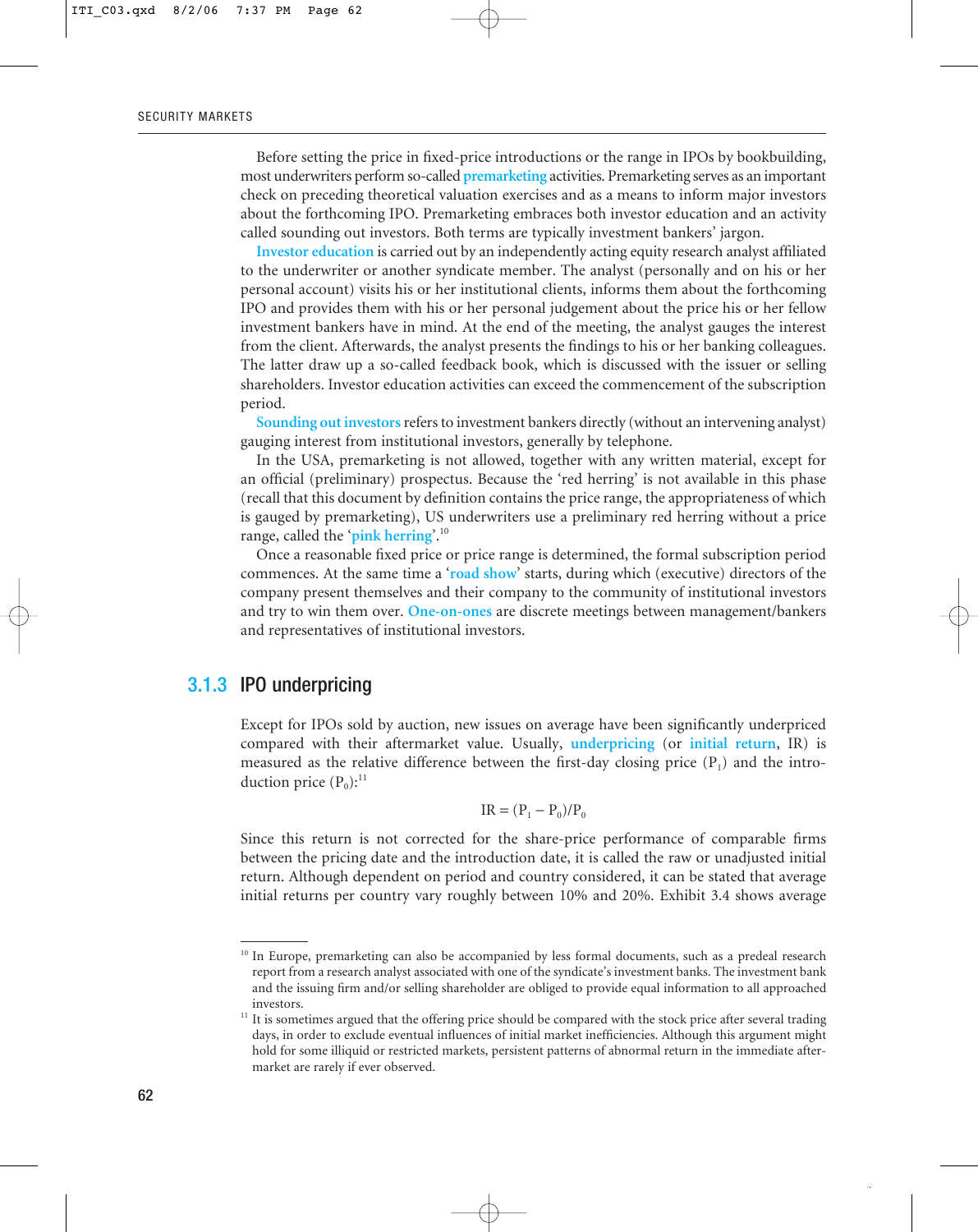Before setting the price in fixed-price introductions or the range in IPOs by bookbuilding, most underwriters perform so-called **premarketing** activities. Premarketing serves as an important check on preceding theoretical valuation exercises and as a means to inform major investors about the forthcoming IPO. Premarketing embraces both investor education and an activity called sounding out investors. Both terms are typically investment bankers' jargon.

**Investor education** is carried out by an independently acting equity research analyst affiliated to the underwriter or another syndicate member. The analyst (personally and on his or her personal account) visits his or her institutional clients, informs them about the forthcoming IPO and provides them with his or her personal judgement about the price his or her fellow investment bankers have in mind. At the end of the meeting, the analyst gauges the interest from the client. Afterwards, the analyst presents the findings to his or her banking colleagues. The latter draw up a so-called feedback book, which is discussed with the issuer or selling shareholders. Investor education activities can exceed the commencement of the subscription period.

**Sounding out investors** refers to investment bankers directly (without an intervening analyst) gauging interest from institutional investors, generally by telephone.

In the USA, premarketing is not allowed, together with any written material, except for an official (preliminary) prospectus. Because the 'red herring' is not available in this phase (recall that this document by definition contains the price range, the appropriateness of which is gauged by premarketing), US underwriters use a preliminary red herring without a price range, called the '**pink herring**'.[10]

Once a reasonable fixed price or price range is determined, the formal subscription period commences. At the same time a '**road show**' starts, during which (executive) directors of the company present themselves and their company to the community of institutional investors and try to win them over. **One-on-ones** are discrete meetings between management/bankers and representatives of institutional investors.

### 3.1.3 IPO underpricing

Except for IPOs sold by auction, new issues on average have been significantly underpriced compared with their aftermarket value. Usually, **underpricing** (or **initial return**, IR) is measured as the relative difference between the first-day closing price ($P_1$) and the introduction price ($P_0$):[11]

$$IR = (P_1 - P_0)/P_0$$

Since this return is not corrected for the share-price performance of comparable firms between the pricing date and the introduction date, it is called the raw or unadjusted initial return. Although dependent on period and country considered, it can be stated that average initial returns per country vary roughly between 10% and 20%. Exhibit 3.4 shows average

---

[10] In Europe, premarketing can also be accompanied by less formal documents, such as a predeal research report from a research analyst associated with one of the syndicate's investment banks. The investment bank and the issuing firm and/or selling shareholder are obliged to provide equal information to all approached investors.

[11] It is sometimes argued that the offering price should be compared with the stock price after several trading days, in order to exclude eventual influences of initial market inefficiencies. Although this argument might hold for some illiquid or restricted markets, persistent patterns of abnormal return in the immediate aftermarket are rarely if ever observed.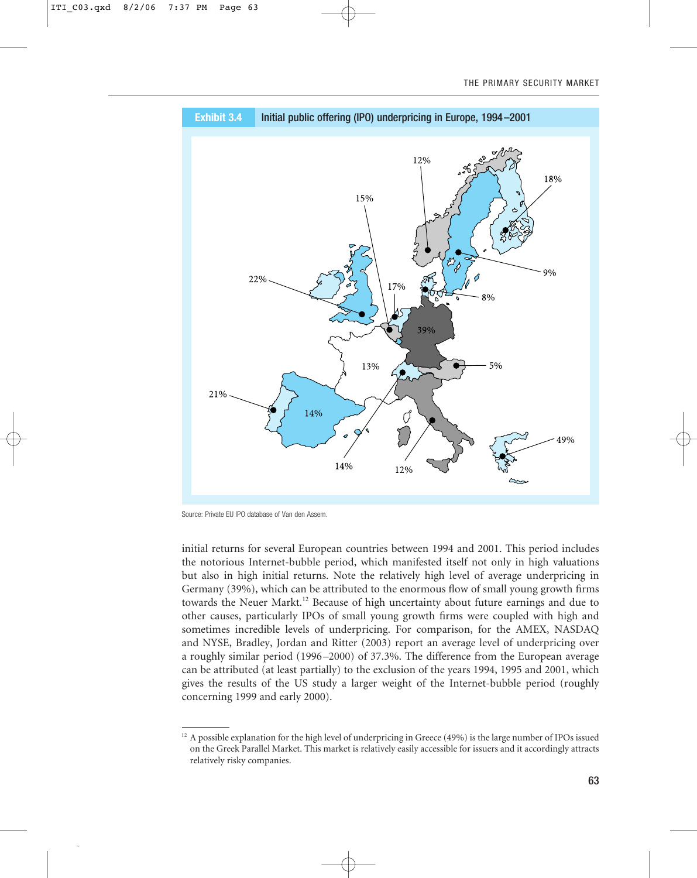**Exhibit 3.4** Initial public offering (IPO) underpricing in Europe, 1994–2001

Source: Private EU IPO database of Van den Assem.

initial returns for several European countries between 1994 and 2001. This period includes the notorious Internet-bubble period, which manifested itself not only in high valuations but also in high initial returns. Note the relatively high level of average underpricing in Germany (39%), which can be attributed to the enormous flow of small young growth firms towards the Neuer Markt.[12] Because of high uncertainty about future earnings and due to other causes, particularly IPOs of small young growth firms were coupled with high and sometimes incredible levels of underpricing. For comparison, for the AMEX, NASDAQ and NYSE, Bradley, Jordan and Ritter (2003) report an average level of underpricing over a roughly similar period (1996–2000) of 37.3%. The difference from the European average can be attributed (at least partially) to the exclusion of the years 1994, 1995 and 2001, which gives the results of the US study a larger weight of the Internet-bubble period (roughly concerning 1999 and early 2000).

[12] A possible explanation for the high level of underpricing in Greece (49%) is the large number of IPOs issued on the Greek Parallel Market. This market is relatively easily accessible for issuers and it accordingly attracts relatively risky companies.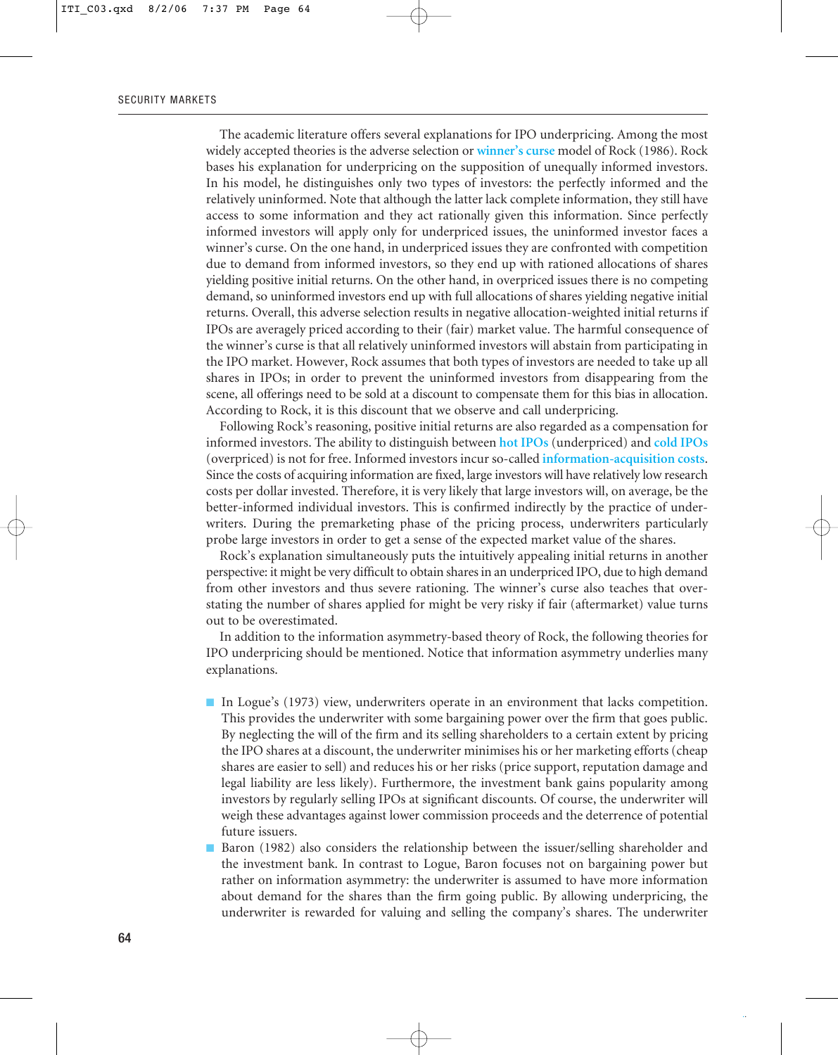The academic literature offers several explanations for IPO underpricing. Among the most widely accepted theories is the adverse selection or **winner's curse** model of Rock (1986). Rock bases his explanation for underpricing on the supposition of unequally informed investors. In his model, he distinguishes only two types of investors: the perfectly informed and the relatively uninformed. Note that although the latter lack complete information, they still have access to some information and they act rationally given this information. Since perfectly informed investors will apply only for underpriced issues, the uninformed investor faces a winner's curse. On the one hand, in underpriced issues they are confronted with competition due to demand from informed investors, so they end up with rationed allocations of shares yielding positive initial returns. On the other hand, in overpriced issues there is no competing demand, so uninformed investors end up with full allocations of shares yielding negative initial returns. Overall, this adverse selection results in negative allocation-weighted initial returns if IPOs are averagely priced according to their (fair) market value. The harmful consequence of the winner's curse is that all relatively uninformed investors will abstain from participating in the IPO market. However, Rock assumes that both types of investors are needed to take up all shares in IPOs; in order to prevent the uninformed investors from disappearing from the scene, all offerings need to be sold at a discount to compensate them for this bias in allocation. According to Rock, it is this discount that we observe and call underpricing.

Following Rock's reasoning, positive initial returns are also regarded as a compensation for informed investors. The ability to distinguish between **hot IPOs** (underpriced) and **cold IPOs** (overpriced) is not for free. Informed investors incur so-called **information-acquisition costs**. Since the costs of acquiring information are fixed, large investors will have relatively low research costs per dollar invested. Therefore, it is very likely that large investors will, on average, be the better-informed individual investors. This is confirmed indirectly by the practice of underwriters. During the premarketing phase of the pricing process, underwriters particularly probe large investors in order to get a sense of the expected market value of the shares.

Rock's explanation simultaneously puts the intuitively appealing initial returns in another perspective: it might be very difficult to obtain shares in an underpriced IPO, due to high demand from other investors and thus severe rationing. The winner's curse also teaches that overstating the number of shares applied for might be very risky if fair (aftermarket) value turns out to be overestimated.

In addition to the information asymmetry-based theory of Rock, the following theories for IPO underpricing should be mentioned. Notice that information asymmetry underlies many explanations.

- In Logue's (1973) view, underwriters operate in an environment that lacks competition. This provides the underwriter with some bargaining power over the firm that goes public. By neglecting the will of the firm and its selling shareholders to a certain extent by pricing the IPO shares at a discount, the underwriter minimises his or her marketing efforts (cheap shares are easier to sell) and reduces his or her risks (price support, reputation damage and legal liability are less likely). Furthermore, the investment bank gains popularity among investors by regularly selling IPOs at significant discounts. Of course, the underwriter will weigh these advantages against lower commission proceeds and the deterrence of potential future issuers.
- Baron (1982) also considers the relationship between the issuer/selling shareholder and the investment bank. In contrast to Logue, Baron focuses not on bargaining power but rather on information asymmetry: the underwriter is assumed to have more information about demand for the shares than the firm going public. By allowing underpricing, the underwriter is rewarded for valuing and selling the company's shares. The underwriter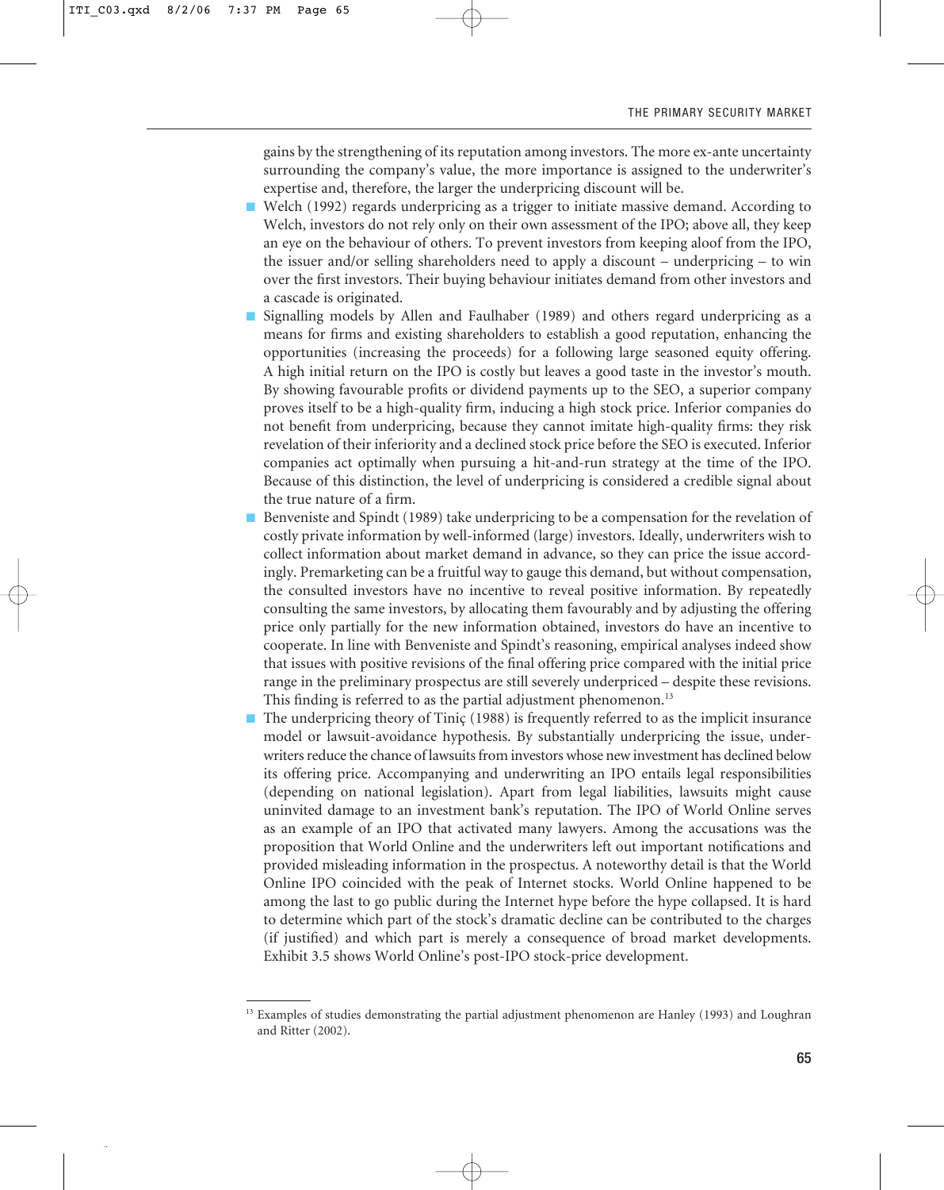gains by the strengthening of its reputation among investors. The more ex-ante uncertainty surrounding the company's value, the more importance is assigned to the underwriter's expertise and, therefore, the larger the underpricing discount will be.

- Welch (1992) regards underpricing as a trigger to initiate massive demand. According to Welch, investors do not rely only on their own assessment of the IPO; above all, they keep an eye on the behaviour of others. To prevent investors from keeping aloof from the IPO, the issuer and/or selling shareholders need to apply a discount – underpricing – to win over the first investors. Their buying behaviour initiates demand from other investors and a cascade is originated.
- Signalling models by Allen and Faulhaber (1989) and others regard underpricing as a means for firms and existing shareholders to establish a good reputation, enhancing the opportunities (increasing the proceeds) for a following large seasoned equity offering. A high initial return on the IPO is costly but leaves a good taste in the investor's mouth. By showing favourable profits or dividend payments up to the SEO, a superior company proves itself to be a high-quality firm, inducing a high stock price. Inferior companies do not benefit from underpricing, because they cannot imitate high-quality firms: they risk revelation of their inferiority and a declined stock price before the SEO is executed. Inferior companies act optimally when pursuing a hit-and-run strategy at the time of the IPO. Because of this distinction, the level of underpricing is considered a credible signal about the true nature of a firm.
- Benveniste and Spindt (1989) take underpricing to be a compensation for the revelation of costly private information by well-informed (large) investors. Ideally, underwriters wish to collect information about market demand in advance, so they can price the issue accordingly. Premarketing can be a fruitful way to gauge this demand, but without compensation, the consulted investors have no incentive to reveal positive information. By repeatedly consulting the same investors, by allocating them favourably and by adjusting the offering price only partially for the new information obtained, investors do have an incentive to cooperate. In line with Benveniste and Spindt's reasoning, empirical analyses indeed show that issues with positive revisions of the final offering price compared with the initial price range in the preliminary prospectus are still severely underpriced – despite these revisions. This finding is referred to as the partial adjustment phenomenon.[13]
- The underpricing theory of Tiniç (1988) is frequently referred to as the implicit insurance model or lawsuit-avoidance hypothesis. By substantially underpricing the issue, underwriters reduce the chance of lawsuits from investors whose new investment has declined below its offering price. Accompanying and underwriting an IPO entails legal responsibilities (depending on national legislation). Apart from legal liabilities, lawsuits might cause uninvited damage to an investment bank's reputation. The IPO of World Online serves as an example of an IPO that activated many lawyers. Among the accusations was the proposition that World Online and the underwriters left out important notifications and provided misleading information in the prospectus. A noteworthy detail is that the World Online IPO coincided with the peak of Internet stocks. World Online happened to be among the last to go public during the Internet hype before the hype collapsed. It is hard to determine which part of the stock's dramatic decline can be contributed to the charges (if justified) and which part is merely a consequence of broad market developments. Exhibit 3.5 shows World Online's post-IPO stock-price development.

---

[13] Examples of studies demonstrating the partial adjustment phenomenon are Hanley (1993) and Loughran and Ritter (2002).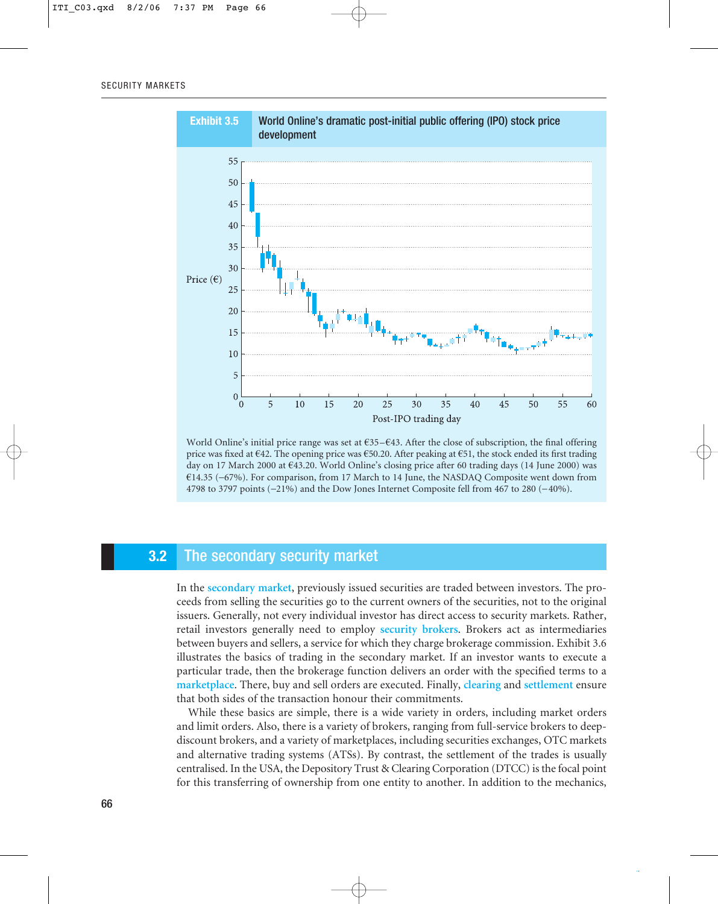**Exhibit 3.5** World Online's dramatic post-initial public offering (IPO) stock price development

Price (€)

55
50
45
40
35
30
25
20
15
10
5
0

0 5 10 15 20 25 30 35 40 45 50 55 60

Post-IPO trading day

World Online's initial price range was set at €35–€43. After the close of subscription, the final offering price was fixed at €42. The opening price was €50.20. After peaking at €51, the stock ended its first trading day on 17 March 2000 at €43.20. World Online's closing price after 60 trading days (14 June 2000) was €14.35 (–67%). For comparison, from 17 March to 14 June, the NASDAQ Composite went down from 4798 to 3797 points (–21%) and the Dow Jones Internet Composite fell from 467 to 280 (–40%).

## 3.2 The secondary security market

In the **secondary market**, previously issued securities are traded between investors. The proceeds from selling the securities go to the current owners of the securities, not to the original issuers. Generally, not every individual investor has direct access to security markets. Rather, retail investors generally need to employ **security brokers**. Brokers act as intermediaries between buyers and sellers, a service for which they charge brokerage commission. Exhibit 3.6 illustrates the basics of trading in the secondary market. If an investor wants to execute a particular trade, then the brokerage function delivers an order with the specified terms to a **marketplace**. There, buy and sell orders are executed. Finally, **clearing** and **settlement** ensure that both sides of the transaction honour their commitments.

While these basics are simple, there is a wide variety in orders, including market orders and limit orders. Also, there is a variety of brokers, ranging from full-service brokers to deep-discount brokers, and a variety of marketplaces, including securities exchanges, OTC markets and alternative trading systems (ATSs). By contrast, the settlement of the trades is usually centralised. In the USA, the Depository Trust & Clearing Corporation (DTCC) is the focal point for this transferring of ownership from one entity to another. In addition to the mechanics,